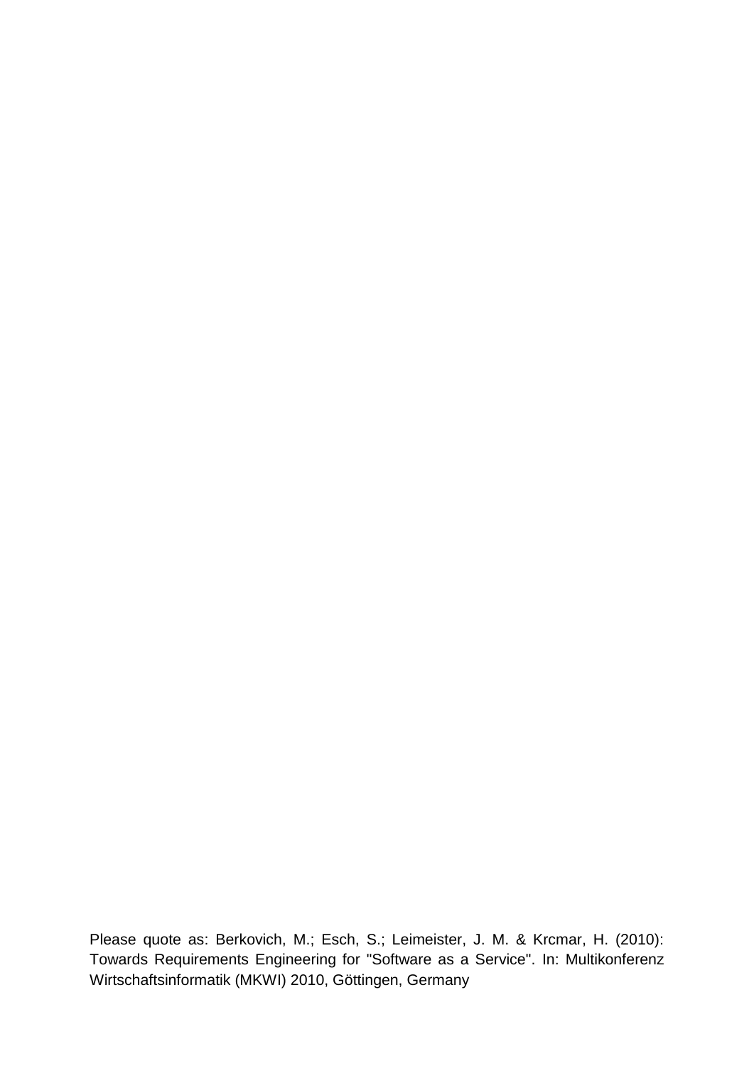Please quote as: Berkovich, M.; Esch, S.; Leimeister, J. M. & Krcmar, H. (2010): Towards Requirements Engineering for "Software as a Service". In: Multikonferenz Wirtschaftsinformatik (MKWI) 2010, Göttingen, Germany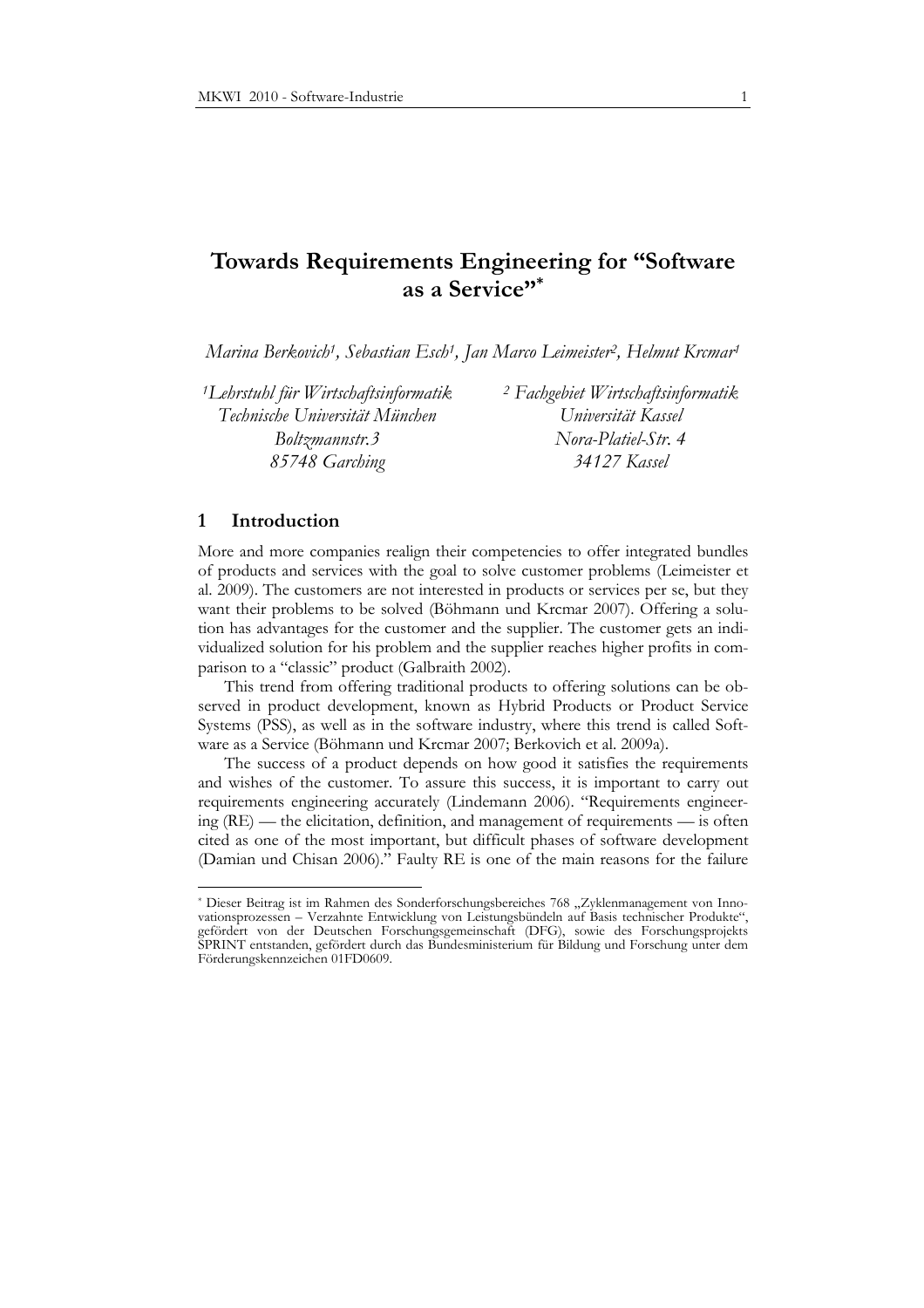# Towards Requirements Engineering for "Software as a Service"*

*Marina Berkovich[1], Sebastian Esch[1], Jan Marco Leimeister[2], Helmut Krcmar[1]*

*[1]Lehrstuhl für Wirtschaftsinformatik*
*Technische Universität München*
*Boltzmannstr.3*
*85748 Garching*

*[2] Fachgebiet Wirtschaftsinformatik*
*Universität Kassel*
*Nora-Platiel-Str. 4*
*34127 Kassel*

## 1 Introduction

More and more companies realign their competencies to offer integrated bundles of products and services with the goal to solve customer problems (Leimeister et al. 2009). The customers are not interested in products or services per se, but they want their problems to be solved (Böhmann und Krcmar 2007). Offering a solution has advantages for the customer and the supplier. The customer gets an individualized solution for his problem and the supplier reaches higher profits in comparison to a "classic" product (Galbraith 2002).

This trend from offering traditional products to offering solutions can be observed in product development, known as Hybrid Products or Product Service Systems (PSS), as well as in the software industry, where this trend is called Software as a Service (Böhmann und Krcmar 2007; Berkovich et al. 2009a).

The success of a product depends on how good it satisfies the requirements and wishes of the customer. To assure this success, it is important to carry out requirements engineering accurately (Lindemann 2006). "Requirements engineering (RE) — the elicitation, definition, and management of requirements — is often cited as one of the most important, but difficult phases of software development (Damian und Chisan 2006)." Faulty RE is one of the main reasons for the failure

---

* Dieser Beitrag ist im Rahmen des Sonderforschungsbereiches 768 „Zyklenmanagement von Innovationsprozessen – Verzahnte Entwicklung von Leistungsbündeln auf Basis technischer Produkte", gefördert von der Deutschen Forschungsgemeinschaft (DFG), sowie des Forschungsprojekts SPRINT entstanden, gefördert durch das Bundesministerium für Bildung und Forschung unter dem Förderungskennzeichen 01FD0609.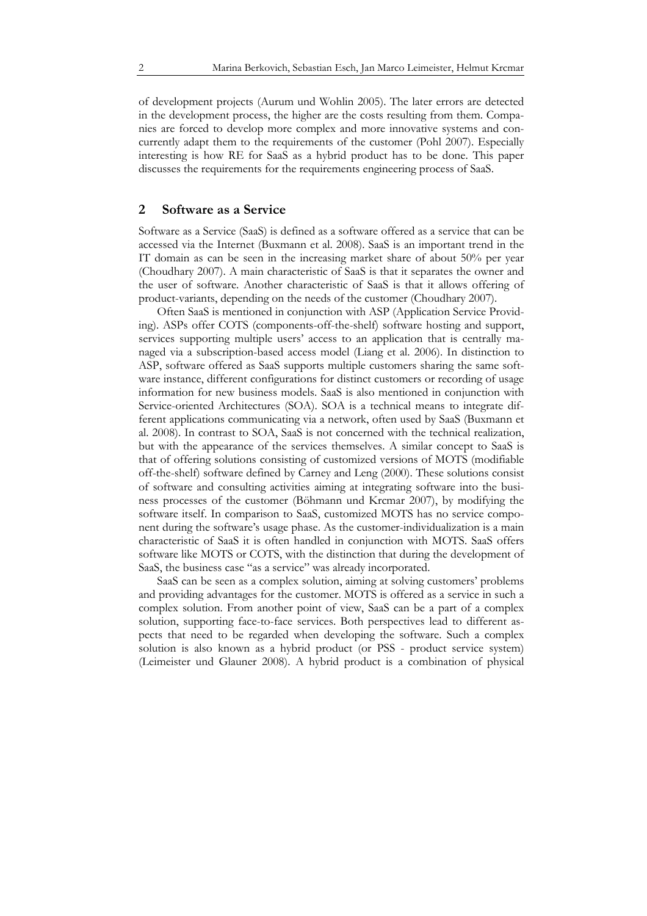of development projects (Aurum und Wohlin 2005). The later errors are detected in the development process, the higher are the costs resulting from them. Companies are forced to develop more complex and more innovative systems and concurrently adapt them to the requirements of the customer (Pohl 2007). Especially interesting is how RE for SaaS as a hybrid product has to be done. This paper discusses the requirements for the requirements engineering process of SaaS.

## 2 Software as a Service

Software as a Service (SaaS) is defined as a software offered as a service that can be accessed via the Internet (Buxmann et al. 2008). SaaS is an important trend in the IT domain as can be seen in the increasing market share of about 50% per year (Choudhary 2007). A main characteristic of SaaS is that it separates the owner and the user of software. Another characteristic of SaaS is that it allows offering of product-variants, depending on the needs of the customer (Choudhary 2007).

Often SaaS is mentioned in conjunction with ASP (Application Service Providing). ASPs offer COTS (components-off-the-shelf) software hosting and support, services supporting multiple users' access to an application that is centrally managed via a subscription-based access model (Liang et al. 2006). In distinction to ASP, software offered as SaaS supports multiple customers sharing the same software instance, different configurations for distinct customers or recording of usage information for new business models. SaaS is also mentioned in conjunction with Service-oriented Architectures (SOA). SOA is a technical means to integrate different applications communicating via a network, often used by SaaS (Buxmann et al. 2008). In contrast to SOA, SaaS is not concerned with the technical realization, but with the appearance of the services themselves. A similar concept to SaaS is that of offering solutions consisting of customized versions of MOTS (modifiable off-the-shelf) software defined by Carney and Leng (2000). These solutions consist of software and consulting activities aiming at integrating software into the business processes of the customer (Böhmann und Krcmar 2007), by modifying the software itself. In comparison to SaaS, customized MOTS has no service component during the software's usage phase. As the customer-individualization is a main characteristic of SaaS it is often handled in conjunction with MOTS. SaaS offers software like MOTS or COTS, with the distinction that during the development of SaaS, the business case "as a service" was already incorporated.

SaaS can be seen as a complex solution, aiming at solving customers' problems and providing advantages for the customer. MOTS is offered as a service in such a complex solution. From another point of view, SaaS can be a part of a complex solution, supporting face-to-face services. Both perspectives lead to different aspects that need to be regarded when developing the software. Such a complex solution is also known as a hybrid product (or PSS - product service system) (Leimeister und Glauner 2008). A hybrid product is a combination of physical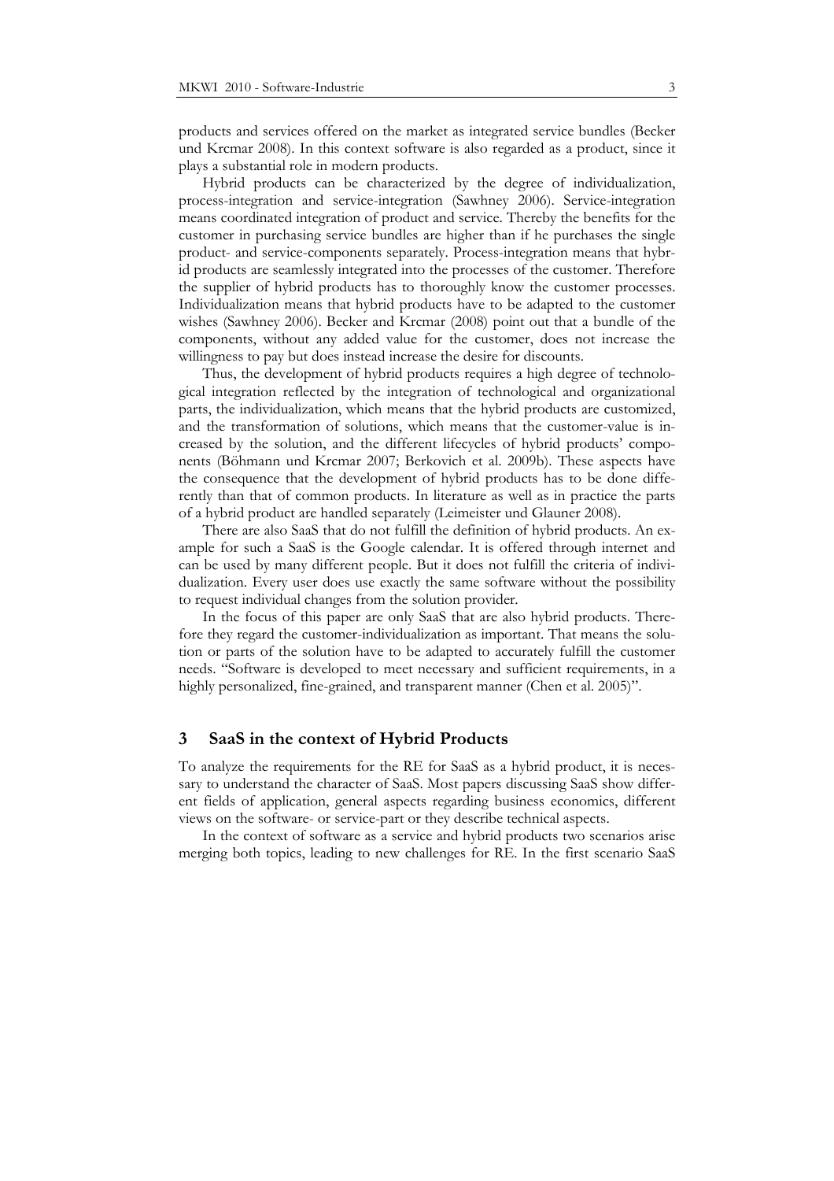products and services offered on the market as integrated service bundles (Becker und Krcmar 2008). In this context software is also regarded as a product, since it plays a substantial role in modern products.

Hybrid products can be characterized by the degree of individualization, process-integration and service-integration (Sawhney 2006). Service-integration means coordinated integration of product and service. Thereby the benefits for the customer in purchasing service bundles are higher than if he purchases the single product- and service-components separately. Process-integration means that hybrid products are seamlessly integrated into the processes of the customer. Therefore the supplier of hybrid products has to thoroughly know the customer processes. Individualization means that hybrid products have to be adapted to the customer wishes (Sawhney 2006). Becker and Krcmar (2008) point out that a bundle of the components, without any added value for the customer, does not increase the willingness to pay but does instead increase the desire for discounts.

Thus, the development of hybrid products requires a high degree of technological integration reflected by the integration of technological and organizational parts, the individualization, which means that the hybrid products are customized, and the transformation of solutions, which means that the customer-value is increased by the solution, and the different lifecycles of hybrid products' components (Böhmann und Krcmar 2007; Berkovich et al. 2009b). These aspects have the consequence that the development of hybrid products has to be done differently than that of common products. In literature as well as in practice the parts of a hybrid product are handled separately (Leimeister und Glauner 2008).

There are also SaaS that do not fulfill the definition of hybrid products. An example for such a SaaS is the Google calendar. It is offered through internet and can be used by many different people. But it does not fulfill the criteria of individualization. Every user does use exactly the same software without the possibility to request individual changes from the solution provider.

In the focus of this paper are only SaaS that are also hybrid products. Therefore they regard the customer-individualization as important. That means the solution or parts of the solution have to be adapted to accurately fulfill the customer needs. "Software is developed to meet necessary and sufficient requirements, in a highly personalized, fine-grained, and transparent manner (Chen et al. 2005)".

## 3 SaaS in the context of Hybrid Products

To analyze the requirements for the RE for SaaS as a hybrid product, it is necessary to understand the character of SaaS. Most papers discussing SaaS show different fields of application, general aspects regarding business economics, different views on the software- or service-part or they describe technical aspects.

In the context of software as a service and hybrid products two scenarios arise merging both topics, leading to new challenges for RE. In the first scenario SaaS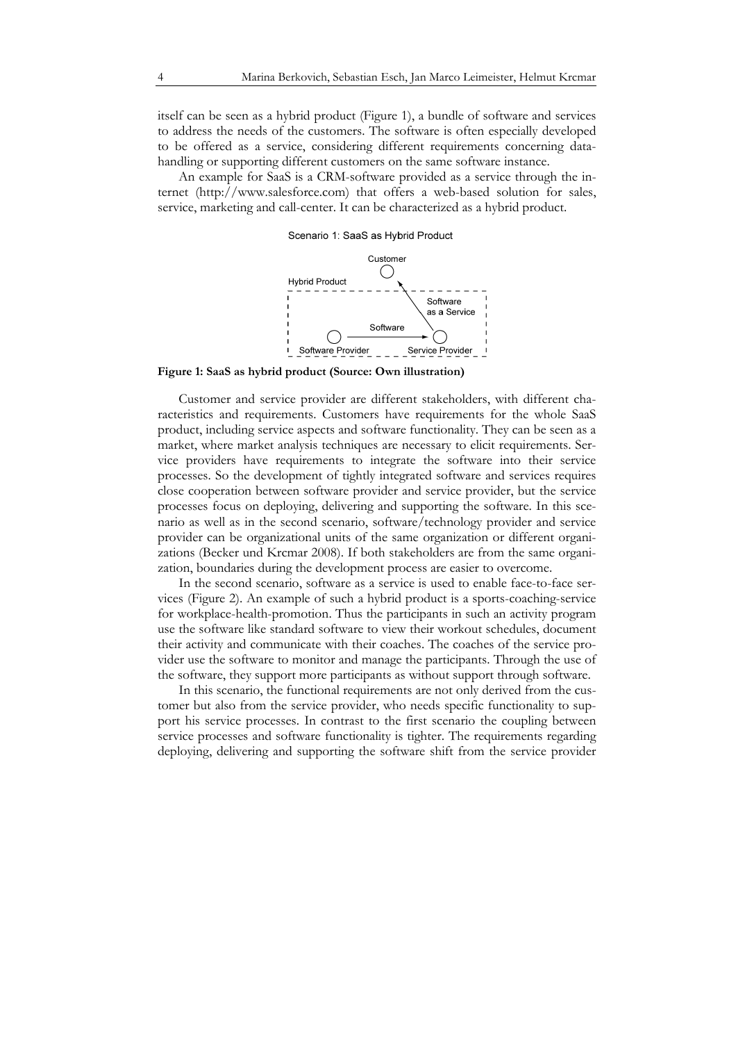itself can be seen as a hybrid product (Figure 1), a bundle of software and services to address the needs of the customers. The software is often especially developed to be offered as a service, considering different requirements concerning data-handling or supporting different customers on the same software instance.

An example for SaaS is a CRM-software provided as a service through the internet (http://www.salesforce.com) that offers a web-based solution for sales, service, marketing and call-center. It can be characterized as a hybrid product.

Scenario 1: SaaS as Hybrid Product

Customer

Hybrid Product

Software as a Service

Software

Software Provider

Service Provider

**Figure 1: SaaS as hybrid product (Source: Own illustration)**

Customer and service provider are different stakeholders, with different characteristics and requirements. Customers have requirements for the whole SaaS product, including service aspects and software functionality. They can be seen as a market, where market analysis techniques are necessary to elicit requirements. Service providers have requirements to integrate the software into their service processes. So the development of tightly integrated software and services requires close cooperation between software provider and service provider, but the service processes focus on deploying, delivering and supporting the software. In this scenario as well as in the second scenario, software/technology provider and service provider can be organizational units of the same organization or different organizations (Becker und Krcmar 2008). If both stakeholders are from the same organization, boundaries during the development process are easier to overcome.

In the second scenario, software as a service is used to enable face-to-face services (Figure 2). An example of such a hybrid product is a sports-coaching-service for workplace-health-promotion. Thus the participants in such an activity program use the software like standard software to view their workout schedules, document their activity and communicate with their coaches. The coaches of the service provider use the software to monitor and manage the participants. Through the use of the software, they support more participants as without support through software.

In this scenario, the functional requirements are not only derived from the customer but also from the service provider, who needs specific functionality to support his service processes. In contrast to the first scenario the coupling between service processes and software functionality is tighter. The requirements regarding deploying, delivering and supporting the software shift from the service provider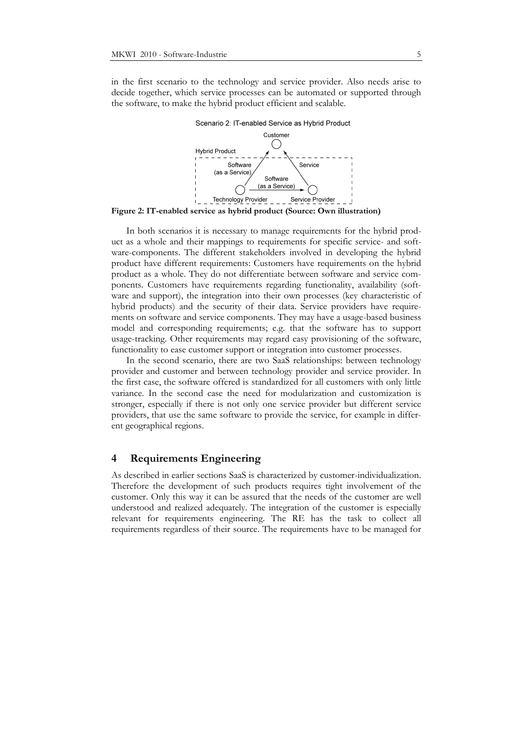in the first scenario to the technology and service provider. Also needs arise to decide together, which service processes can be automated or supported through the software, to make the hybrid product efficient and scalable.

Scenario 2: IT-enabled Service as Hybrid Product

Customer

Hybrid Product

Software (as a Service)

Service

Software (as a Service)

Technology Provider

Service Provider

**Figure 2: IT-enabled service as hybrid product (Source: Own illustration)**

In both scenarios it is necessary to manage requirements for the hybrid product as a whole and their mappings to requirements for specific service- and software-components. The different stakeholders involved in developing the hybrid product have different requirements: Customers have requirements on the hybrid product as a whole. They do not differentiate between software and service components. Customers have requirements regarding functionality, availability (software and support), the integration into their own processes (key characteristic of hybrid products) and the security of their data. Service providers have requirements on software and service components. They may have a usage-based business model and corresponding requirements; e.g. that the software has to support usage-tracking. Other requirements may regard easy provisioning of the software, functionality to ease customer support or integration into customer processes.

In the second scenario, there are two SaaS relationships: between technology provider and customer and between technology provider and service provider. In the first case, the software offered is standardized for all customers with only little variance. In the second case the need for modularization and customization is stronger, especially if there is not only one service provider but different service providers, that use the same software to provide the service, for example in different geographical regions.

## 4 Requirements Engineering

As described in earlier sections SaaS is characterized by customer-individualization. Therefore the development of such products requires tight involvement of the customer. Only this way it can be assured that the needs of the customer are well understood and realized adequately. The integration of the customer is especially relevant for requirements engineering. The RE has the task to collect all requirements regardless of their source. The requirements have to be managed for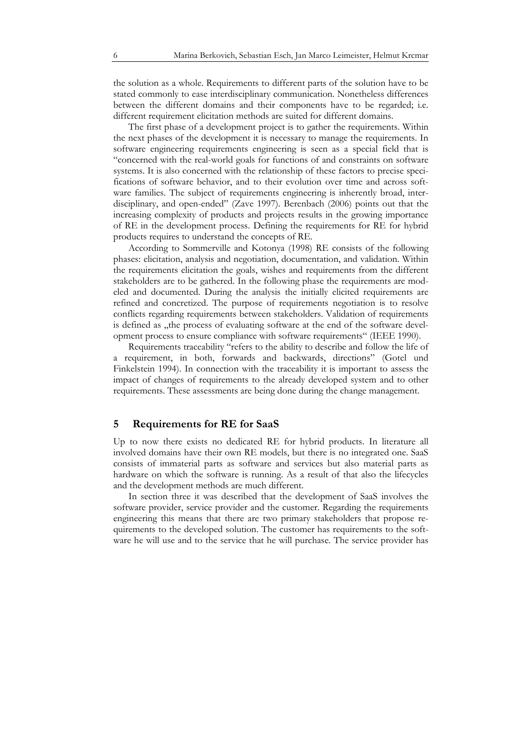the solution as a whole. Requirements to different parts of the solution have to be stated commonly to ease interdisciplinary communication. Nonetheless differences between the different domains and their components have to be regarded; i.e. different requirement elicitation methods are suited for different domains.

The first phase of a development project is to gather the requirements. Within the next phases of the development it is necessary to manage the requirements. In software engineering requirements engineering is seen as a special field that is "concerned with the real-world goals for functions of and constraints on software systems. It is also concerned with the relationship of these factors to precise specifications of software behavior, and to their evolution over time and across software families. The subject of requirements engineering is inherently broad, interdisciplinary, and open-ended" (Zave 1997). Berenbach (2006) points out that the increasing complexity of products and projects results in the growing importance of RE in the development process. Defining the requirements for RE for hybrid products requires to understand the concepts of RE.

According to Sommerville and Kotonya (1998) RE consists of the following phases: elicitation, analysis and negotiation, documentation, and validation. Within the requirements elicitation the goals, wishes and requirements from the different stakeholders are to be gathered. In the following phase the requirements are modeled and documented. During the analysis the initially elicited requirements are refined and concretized. The purpose of requirements negotiation is to resolve conflicts regarding requirements between stakeholders. Validation of requirements is defined as „the process of evaluating software at the end of the software development process to ensure compliance with software requirements" (IEEE 1990).

Requirements traceability "refers to the ability to describe and follow the life of a requirement, in both, forwards and backwards, directions" (Gotel und Finkelstein 1994). In connection with the traceability it is important to assess the impact of changes of requirements to the already developed system and to other requirements. These assessments are being done during the change management.

## 5 Requirements for RE for SaaS

Up to now there exists no dedicated RE for hybrid products. In literature all involved domains have their own RE models, but there is no integrated one. SaaS consists of immaterial parts as software and services but also material parts as hardware on which the software is running. As a result of that also the lifecycles and the development methods are much different.

In section three it was described that the development of SaaS involves the software provider, service provider and the customer. Regarding the requirements engineering this means that there are two primary stakeholders that propose requirements to the developed solution. The customer has requirements to the software he will use and to the service that he will purchase. The service provider has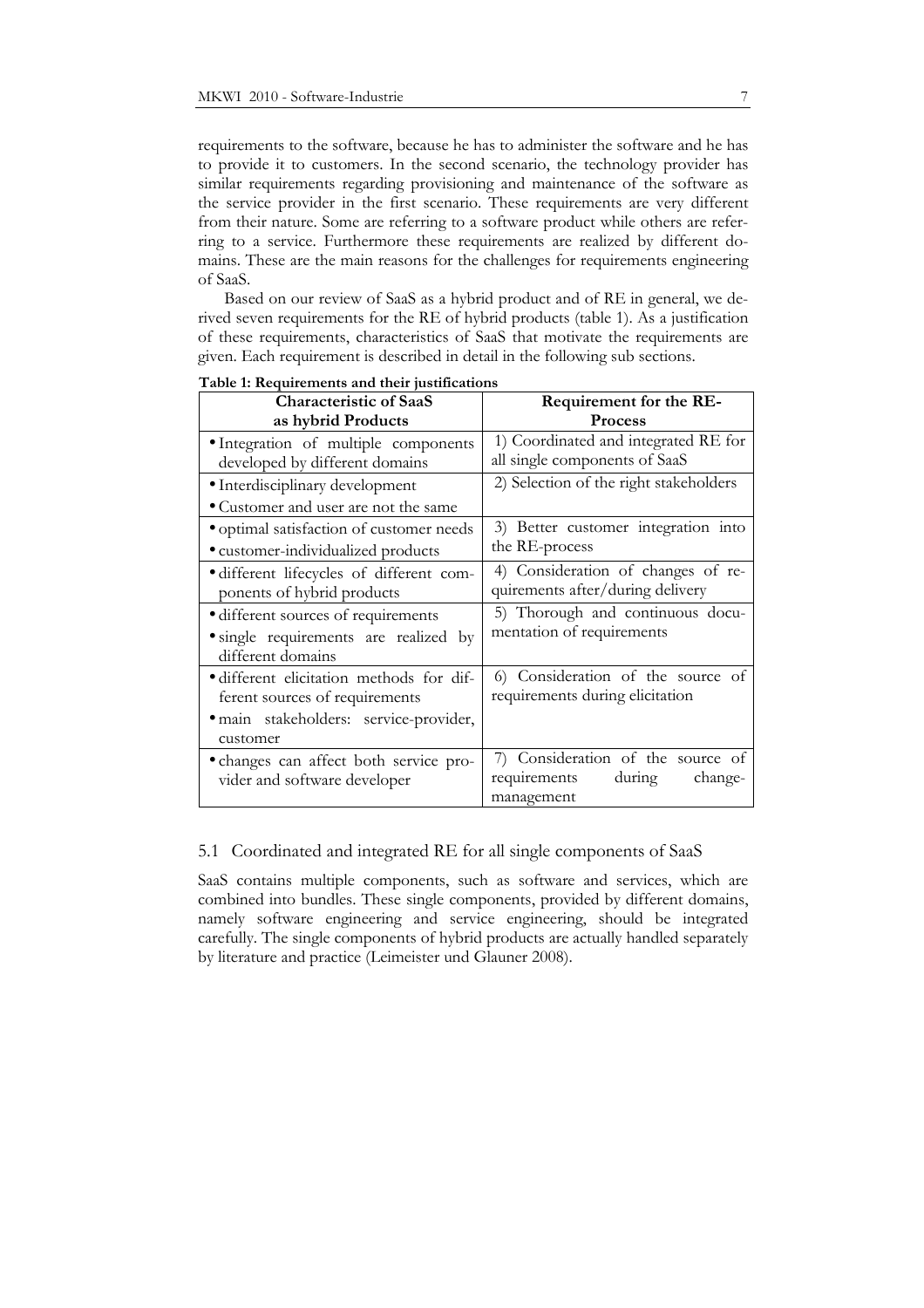requirements to the software, because he has to administer the software and he has to provide it to customers. In the second scenario, the technology provider has similar requirements regarding provisioning and maintenance of the software as the service provider in the first scenario. These requirements are very different from their nature. Some are referring to a software product while others are referring to a service. Furthermore these requirements are realized by different domains. These are the main reasons for the challenges for requirements engineering of SaaS.

Based on our review of SaaS as a hybrid product and of RE in general, we derived seven requirements for the RE of hybrid products (table 1). As a justification of these requirements, characteristics of SaaS that motivate the requirements are given. Each requirement is described in detail in the following sub sections.

**Table 1: Requirements and their justifications**

| Characteristic of SaaS as hybrid Products | Requirement for the RE-Process |
|---|---|
| • Integration of multiple components developed by different domains | 1) Coordinated and integrated RE for all single components of SaaS |
| • Interdisciplinary development<br>• Customer and user are not the same | 2) Selection of the right stakeholders |
| • optimal satisfaction of customer needs<br>• customer-individualized products | 3) Better customer integration into the RE-process |
| • different lifecycles of different components of hybrid products | 4) Consideration of changes of requirements after/during delivery |
| • different sources of requirements<br>• single requirements are realized by different domains | 5) Thorough and continuous documentation of requirements |
| • different elicitation methods for different sources of requirements<br>• main stakeholders: service-provider, customer | 6) Consideration of the source of requirements during elicitation |
| • changes can affect both service provider and software developer | 7) Consideration of the source of requirements during change-management |

## 5.1 Coordinated and integrated RE for all single components of SaaS

SaaS contains multiple components, such as software and services, which are combined into bundles. These single components, provided by different domains, namely software engineering and service engineering, should be integrated carefully. The single components of hybrid products are actually handled separately by literature and practice (Leimeister und Glauner 2008).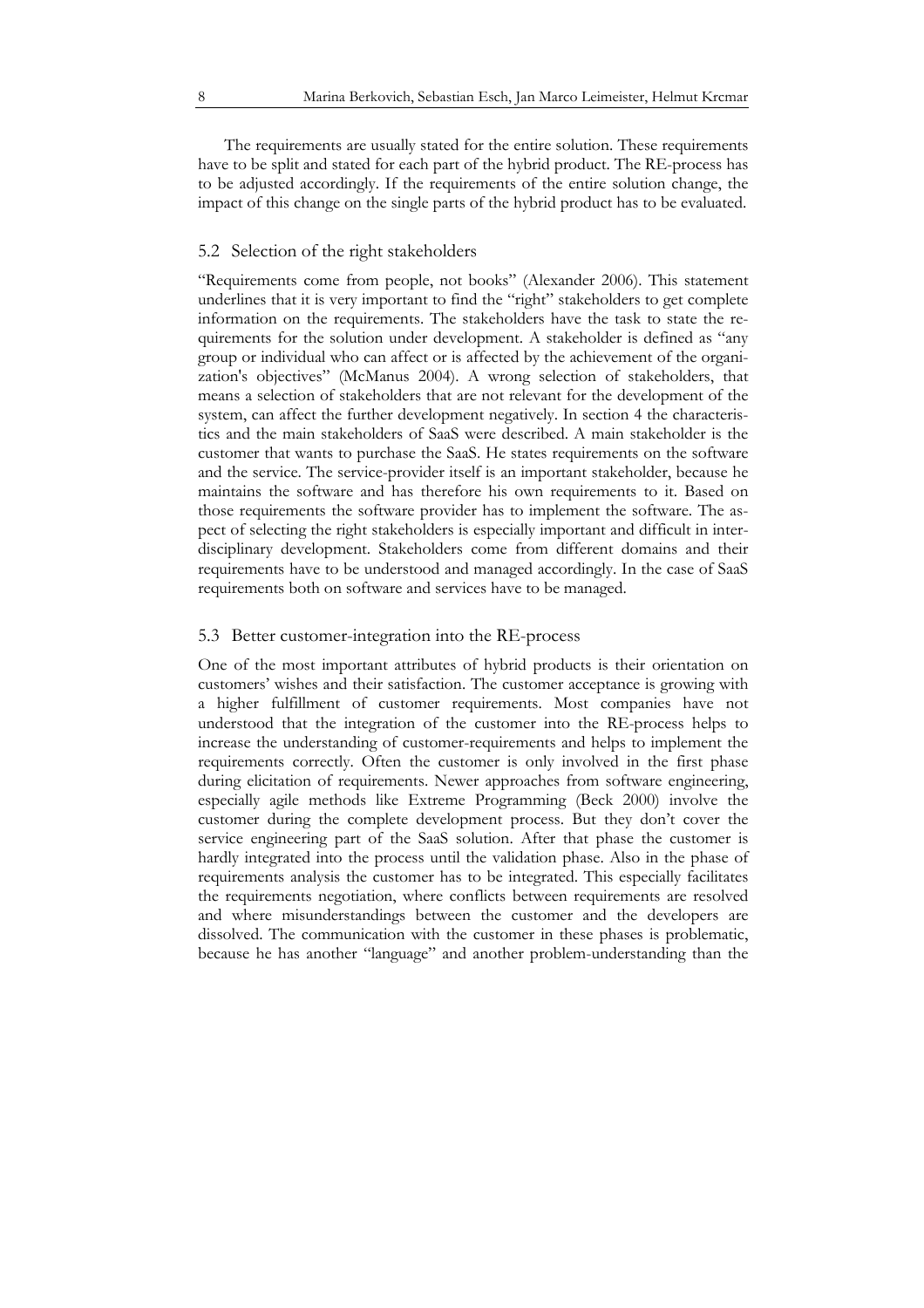The requirements are usually stated for the entire solution. These requirements have to be split and stated for each part of the hybrid product. The RE-process has to be adjusted accordingly. If the requirements of the entire solution change, the impact of this change on the single parts of the hybrid product has to be evaluated.

### 5.2 Selection of the right stakeholders

"Requirements come from people, not books" (Alexander 2006). This statement underlines that it is very important to find the "right" stakeholders to get complete information on the requirements. The stakeholders have the task to state the requirements for the solution under development. A stakeholder is defined as "any group or individual who can affect or is affected by the achievement of the organization's objectives" (McManus 2004). A wrong selection of stakeholders, that means a selection of stakeholders that are not relevant for the development of the system, can affect the further development negatively. In section 4 the characteristics and the main stakeholders of SaaS were described. A main stakeholder is the customer that wants to purchase the SaaS. He states requirements on the software and the service. The service-provider itself is an important stakeholder, because he maintains the software and has therefore his own requirements to it. Based on those requirements the software provider has to implement the software. The aspect of selecting the right stakeholders is especially important and difficult in interdisciplinary development. Stakeholders come from different domains and their requirements have to be understood and managed accordingly. In the case of SaaS requirements both on software and services have to be managed.

### 5.3 Better customer-integration into the RE-process

One of the most important attributes of hybrid products is their orientation on customers' wishes and their satisfaction. The customer acceptance is growing with a higher fulfillment of customer requirements. Most companies have not understood that the integration of the customer into the RE-process helps to increase the understanding of customer-requirements and helps to implement the requirements correctly. Often the customer is only involved in the first phase during elicitation of requirements. Newer approaches from software engineering, especially agile methods like Extreme Programming (Beck 2000) involve the customer during the complete development process. But they don't cover the service engineering part of the SaaS solution. After that phase the customer is hardly integrated into the process until the validation phase. Also in the phase of requirements analysis the customer has to be integrated. This especially facilitates the requirements negotiation, where conflicts between requirements are resolved and where misunderstandings between the customer and the developers are dissolved. The communication with the customer in these phases is problematic, because he has another "language" and another problem-understanding than the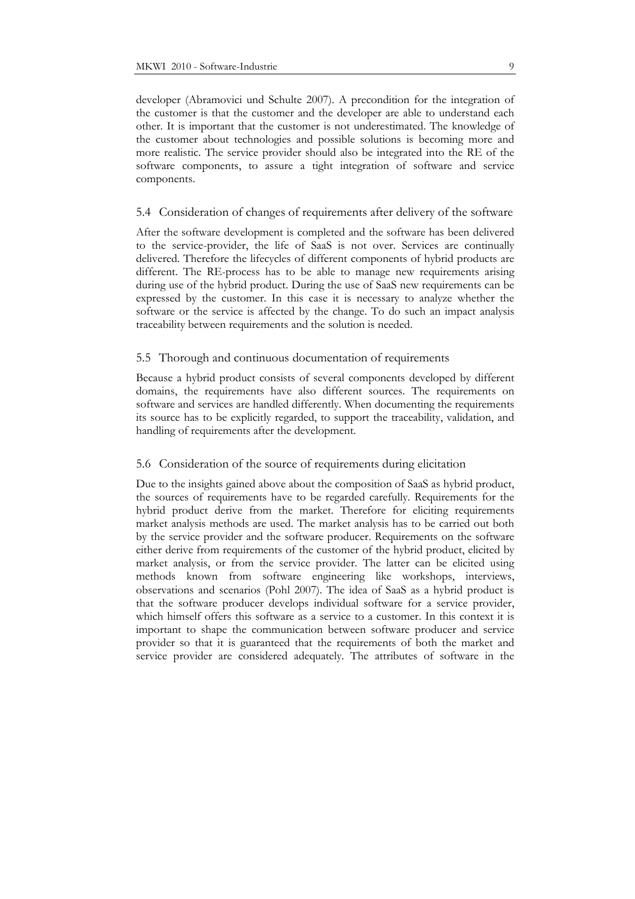developer (Abramovici und Schulte 2007). A precondition for the integration of the customer is that the customer and the developer are able to understand each other. It is important that the customer is not underestimated. The knowledge of the customer about technologies and possible solutions is becoming more and more realistic. The service provider should also be integrated into the RE of the software components, to assure a tight integration of software and service components.

### 5.4 Consideration of changes of requirements after delivery of the software

After the software development is completed and the software has been delivered to the service-provider, the life of SaaS is not over. Services are continually delivered. Therefore the lifecycles of different components of hybrid products are different. The RE-process has to be able to manage new requirements arising during use of the hybrid product. During the use of SaaS new requirements can be expressed by the customer. In this case it is necessary to analyze whether the software or the service is affected by the change. To do such an impact analysis traceability between requirements and the solution is needed.

### 5.5 Thorough and continuous documentation of requirements

Because a hybrid product consists of several components developed by different domains, the requirements have also different sources. The requirements on software and services are handled differently. When documenting the requirements its source has to be explicitly regarded, to support the traceability, validation, and handling of requirements after the development.

### 5.6 Consideration of the source of requirements during elicitation

Due to the insights gained above about the composition of SaaS as hybrid product, the sources of requirements have to be regarded carefully. Requirements for the hybrid product derive from the market. Therefore for eliciting requirements market analysis methods are used. The market analysis has to be carried out both by the service provider and the software producer. Requirements on the software either derive from requirements of the customer of the hybrid product, elicited by market analysis, or from the service provider. The latter can be elicited using methods known from software engineering like workshops, interviews, observations and scenarios (Pohl 2007). The idea of SaaS as a hybrid product is that the software producer develops individual software for a service provider, which himself offers this software as a service to a customer. In this context it is important to shape the communication between software producer and service provider so that it is guaranteed that the requirements of both the market and service provider are considered adequately. The attributes of software in the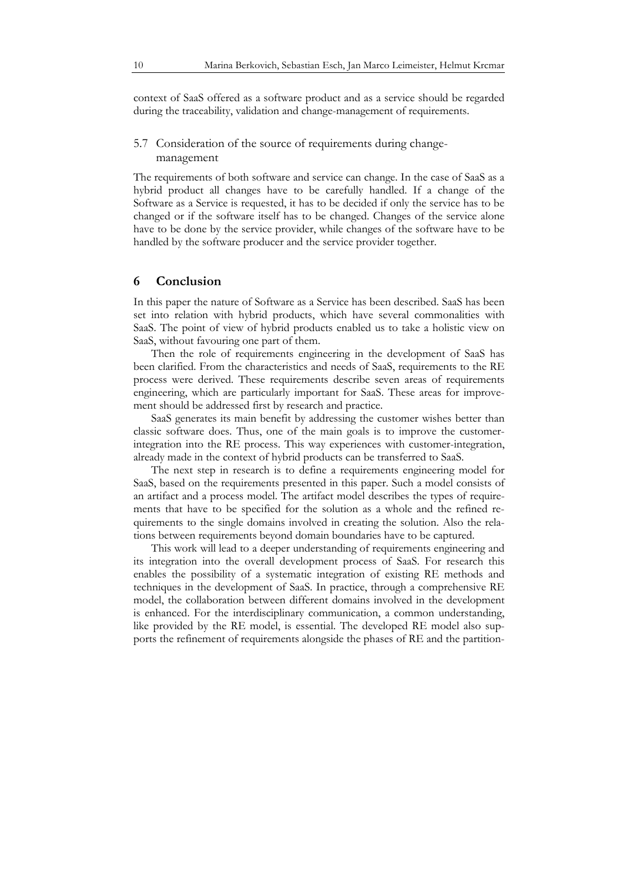context of SaaS offered as a software product and as a service should be regarded during the traceability, validation and change-management of requirements.

### 5.7 Consideration of the source of requirements during change-management

The requirements of both software and service can change. In the case of SaaS as a hybrid product all changes have to be carefully handled. If a change of the Software as a Service is requested, it has to be decided if only the service has to be changed or if the software itself has to be changed. Changes of the service alone have to be done by the service provider, while changes of the software have to be handled by the software producer and the service provider together.

## 6 Conclusion

In this paper the nature of Software as a Service has been described. SaaS has been set into relation with hybrid products, which have several commonalities with SaaS. The point of view of hybrid products enabled us to take a holistic view on SaaS, without favouring one part of them.

Then the role of requirements engineering in the development of SaaS has been clarified. From the characteristics and needs of SaaS, requirements to the RE process were derived. These requirements describe seven areas of requirements engineering, which are particularly important for SaaS. These areas for improvement should be addressed first by research and practice.

SaaS generates its main benefit by addressing the customer wishes better than classic software does. Thus, one of the main goals is to improve the customer-integration into the RE process. This way experiences with customer-integration, already made in the context of hybrid products can be transferred to SaaS.

The next step in research is to define a requirements engineering model for SaaS, based on the requirements presented in this paper. Such a model consists of an artifact and a process model. The artifact model describes the types of requirements that have to be specified for the solution as a whole and the refined requirements to the single domains involved in creating the solution. Also the relations between requirements beyond domain boundaries have to be captured.

This work will lead to a deeper understanding of requirements engineering and its integration into the overall development process of SaaS. For research this enables the possibility of a systematic integration of existing RE methods and techniques in the development of SaaS. In practice, through a comprehensive RE model, the collaboration between different domains involved in the development is enhanced. For the interdisciplinary communication, a common understanding, like provided by the RE model, is essential. The developed RE model also supports the refinement of requirements alongside the phases of RE and the partition-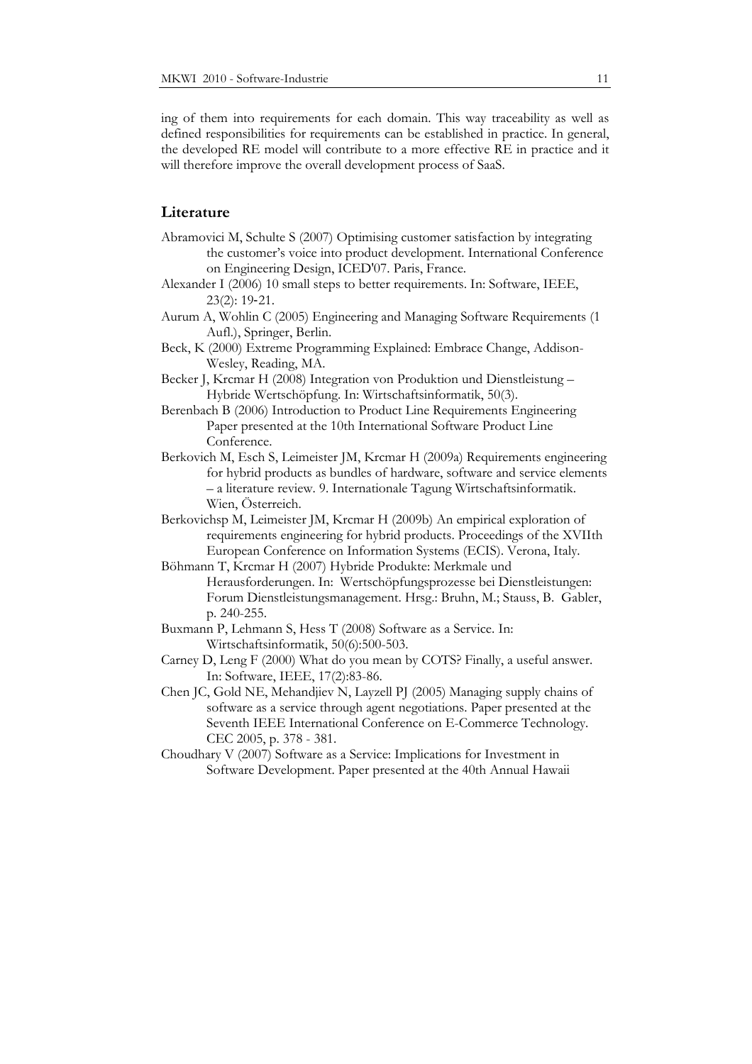ing of them into requirements for each domain. This way traceability as well as defined responsibilities for requirements can be established in practice. In general, the developed RE model will contribute to a more effective RE in practice and it will therefore improve the overall development process of SaaS.

## Literature

Abramovici M, Schulte S (2007) Optimising customer satisfaction by integrating the customer's voice into product development. International Conference on Engineering Design, ICED'07. Paris, France.

Alexander I (2006) 10 small steps to better requirements. In: Software, IEEE, 23(2): 19-21.

Aurum A, Wohlin C (2005) Engineering and Managing Software Requirements (1 Aufl.), Springer, Berlin.

Beck, K (2000) Extreme Programming Explained: Embrace Change, Addison-Wesley, Reading, MA.

Becker J, Krcmar H (2008) Integration von Produktion und Dienstleistung – Hybride Wertschöpfung. In: Wirtschaftsinformatik, 50(3).

Berenbach B (2006) Introduction to Product Line Requirements Engineering Paper presented at the 10th International Software Product Line Conference.

Berkovich M, Esch S, Leimeister JM, Krcmar H (2009a) Requirements engineering for hybrid products as bundles of hardware, software and service elements – a literature review. 9. Internationale Tagung Wirtschaftsinformatik. Wien, Österreich.

Berkovichsp M, Leimeister JM, Krcmar H (2009b) An empirical exploration of requirements engineering for hybrid products. Proceedings of the XVIIth European Conference on Information Systems (ECIS). Verona, Italy.

Böhmann T, Krcmar H (2007) Hybride Produkte: Merkmale und Herausforderungen. In: Wertschöpfungsprozesse bei Dienstleistungen: Forum Dienstleistungsmanagement. Hrsg.: Bruhn, M.; Stauss, B. Gabler, p. 240-255.

Buxmann P, Lehmann S, Hess T (2008) Software as a Service. In: Wirtschaftsinformatik, 50(6):500-503.

Carney D, Leng F (2000) What do you mean by COTS? Finally, a useful answer. In: Software, IEEE, 17(2):83-86.

Chen JC, Gold NE, Mehandjiev N, Layzell PJ (2005) Managing supply chains of software as a service through agent negotiations. Paper presented at the Seventh IEEE International Conference on E-Commerce Technology. CEC 2005, p. 378 - 381.

Choudhary V (2007) Software as a Service: Implications for Investment in Software Development. Paper presented at the 40th Annual Hawaii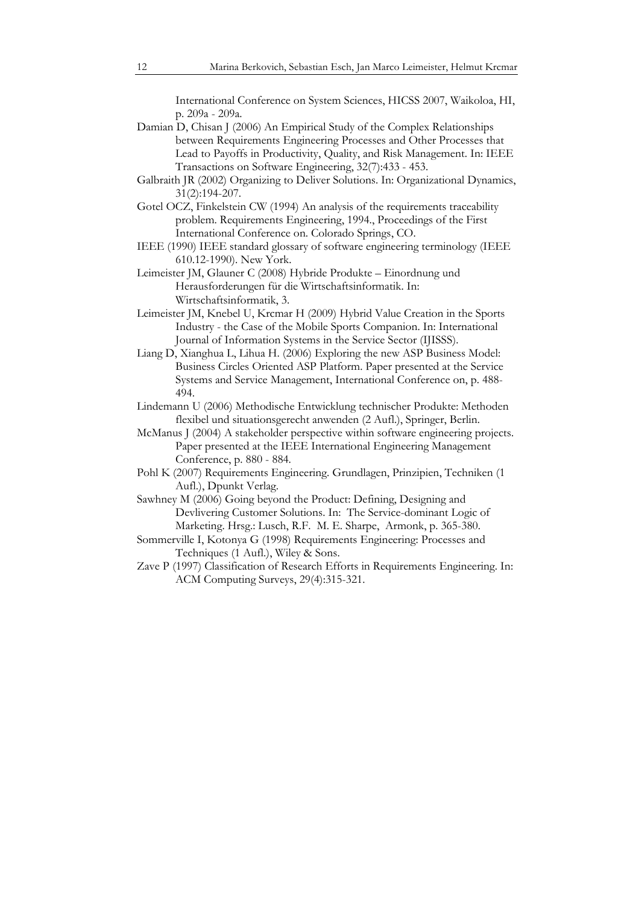International Conference on System Sciences, HICSS 2007, Waikoloa, HI, p. 209a - 209a.

Damian D, Chisan J (2006) An Empirical Study of the Complex Relationships between Requirements Engineering Processes and Other Processes that Lead to Payoffs in Productivity, Quality, and Risk Management. In: IEEE Transactions on Software Engineering, 32(7):433 - 453.

Galbraith JR (2002) Organizing to Deliver Solutions. In: Organizational Dynamics, 31(2):194-207.

Gotel OCZ, Finkelstein CW (1994) An analysis of the requirements traceability problem. Requirements Engineering, 1994., Proceedings of the First International Conference on. Colorado Springs, CO.

IEEE (1990) IEEE standard glossary of software engineering terminology (IEEE 610.12-1990). New York.

Leimeister JM, Glauner C (2008) Hybride Produkte – Einordnung und Herausforderungen für die Wirtschaftsinformatik. In: Wirtschaftsinformatik, 3.

Leimeister JM, Knebel U, Krcmar H (2009) Hybrid Value Creation in the Sports Industry - the Case of the Mobile Sports Companion. In: International Journal of Information Systems in the Service Sector (IJISSS).

Liang D, Xianghua L, Lihua H. (2006) Exploring the new ASP Business Model: Business Circles Oriented ASP Platform. Paper presented at the Service Systems and Service Management, International Conference on, p. 488-494.

Lindemann U (2006) Methodische Entwicklung technischer Produkte: Methoden flexibel und situationsgerecht anwenden (2 Aufl.), Springer, Berlin.

McManus J (2004) A stakeholder perspective within software engineering projects. Paper presented at the IEEE International Engineering Management Conference, p. 880 - 884.

Pohl K (2007) Requirements Engineering. Grundlagen, Prinzipien, Techniken (1 Aufl.), Dpunkt Verlag.

Sawhney M (2006) Going beyond the Product: Defining, Designing and Devlivering Customer Solutions. In: The Service-dominant Logic of Marketing. Hrsg.: Lusch, R.F. M. E. Sharpe, Armonk, p. 365-380.

Sommerville I, Kotonya G (1998) Requirements Engineering: Processes and Techniques (1 Aufl.), Wiley & Sons.

Zave P (1997) Classification of Research Efforts in Requirements Engineering. In: ACM Computing Surveys, 29(4):315-321.